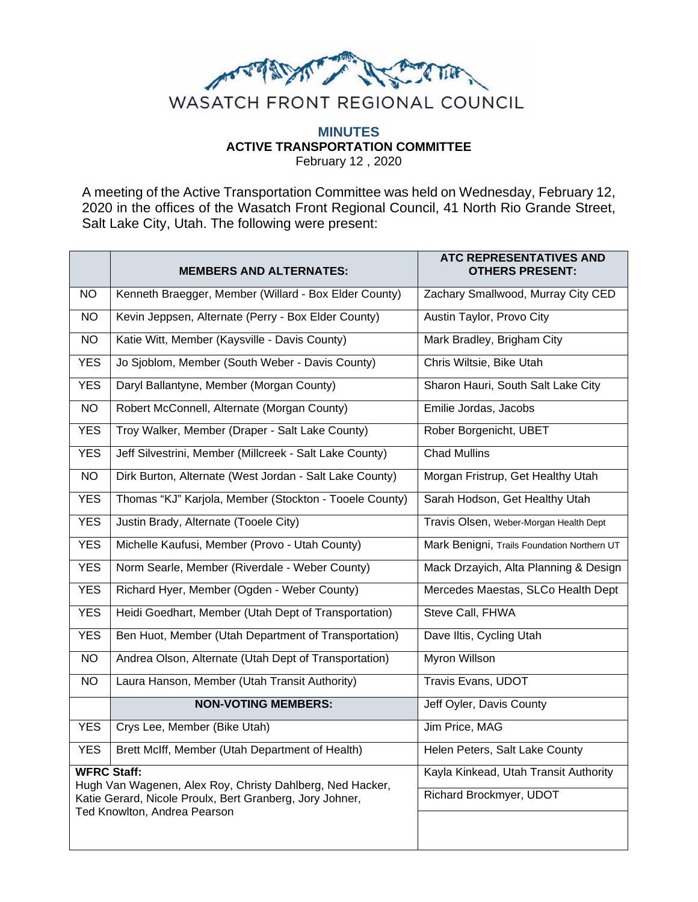# WASATCH FRONT REGIONAL COUNCIL

## MINUTES
### ACTIVE TRANSPORTATION COMMITTEE
February 12 , 2020

A meeting of the Active Transportation Committee was held on Wednesday, February 12, 2020 in the offices of the Wasatch Front Regional Council, 41 North Rio Grande Street, Salt Lake City, Utah. The following were present:

| | MEMBERS AND ALTERNATES: | ATC REPRESENTATIVES AND OTHERS PRESENT: |
|---|---|---|
| NO | Kenneth Braegger, Member (Willard - Box Elder County) | Zachary Smallwood, Murray City CED |
| NO | Kevin Jeppsen, Alternate (Perry - Box Elder County) | Austin Taylor, Provo City |
| NO | Katie Witt, Member (Kaysville - Davis County) | Mark Bradley, Brigham City |
| YES | Jo Sjoblom, Member (South Weber - Davis County) | Chris Wiltsie, Bike Utah |
| YES | Daryl Ballantyne, Member (Morgan County) | Sharon Hauri, South Salt Lake City |
| NO | Robert McConnell, Alternate (Morgan County) | Emilie Jordas, Jacobs |
| YES | Troy Walker, Member (Draper - Salt Lake County) | Rober Borgenicht, UBET |
| YES | Jeff Silvestrini, Member (Millcreek - Salt Lake County) | Chad Mullins |
| NO | Dirk Burton, Alternate (West Jordan - Salt Lake County) | Morgan Fristrup, Get Healthy Utah |
| YES | Thomas “KJ” Karjola, Member (Stockton - Tooele County) | Sarah Hodson, Get Healthy Utah |
| YES | Justin Brady, Alternate (Tooele City) | Travis Olsen, Weber-Morgan Health Dept |
| YES | Michelle Kaufusi, Member (Provo - Utah County) | Mark Benigni, Trails Foundation Northern UT |
| YES | Norm Searle, Member (Riverdale - Weber County) | Mack Drzayich, Alta Planning & Design |
| YES | Richard Hyer, Member (Ogden - Weber County) | Mercedes Maestas, SLCo Health Dept |
| YES | Heidi Goedhart, Member (Utah Dept of Transportation) | Steve Call, FHWA |
| YES | Ben Huot, Member (Utah Department of Transportation) | Dave Iltis, Cycling Utah |
| NO | Andrea Olson, Alternate (Utah Dept of Transportation) | Myron Willson |
| NO | Laura Hanson, Member (Utah Transit Authority) | Travis Evans, UDOT |
| | **NON-VOTING MEMBERS:** | Jeff Oyler, Davis County |
| YES | Crys Lee, Member (Bike Utah) | Jim Price, MAG |
| YES | Brett McIff, Member (Utah Department of Health) | Helen Peters, Salt Lake County |
| **WFRC Staff:** Hugh Van Wagenen, Alex Roy, Christy Dahlberg, Ned Hacker, Katie Gerard, Nicole Proulx, Bert Granberg, Jory Johner, Ted Knowlton, Andrea Pearson | | Kayla Kinkead, Utah Transit Authority |
| | | Richard Brockmyer, UDOT |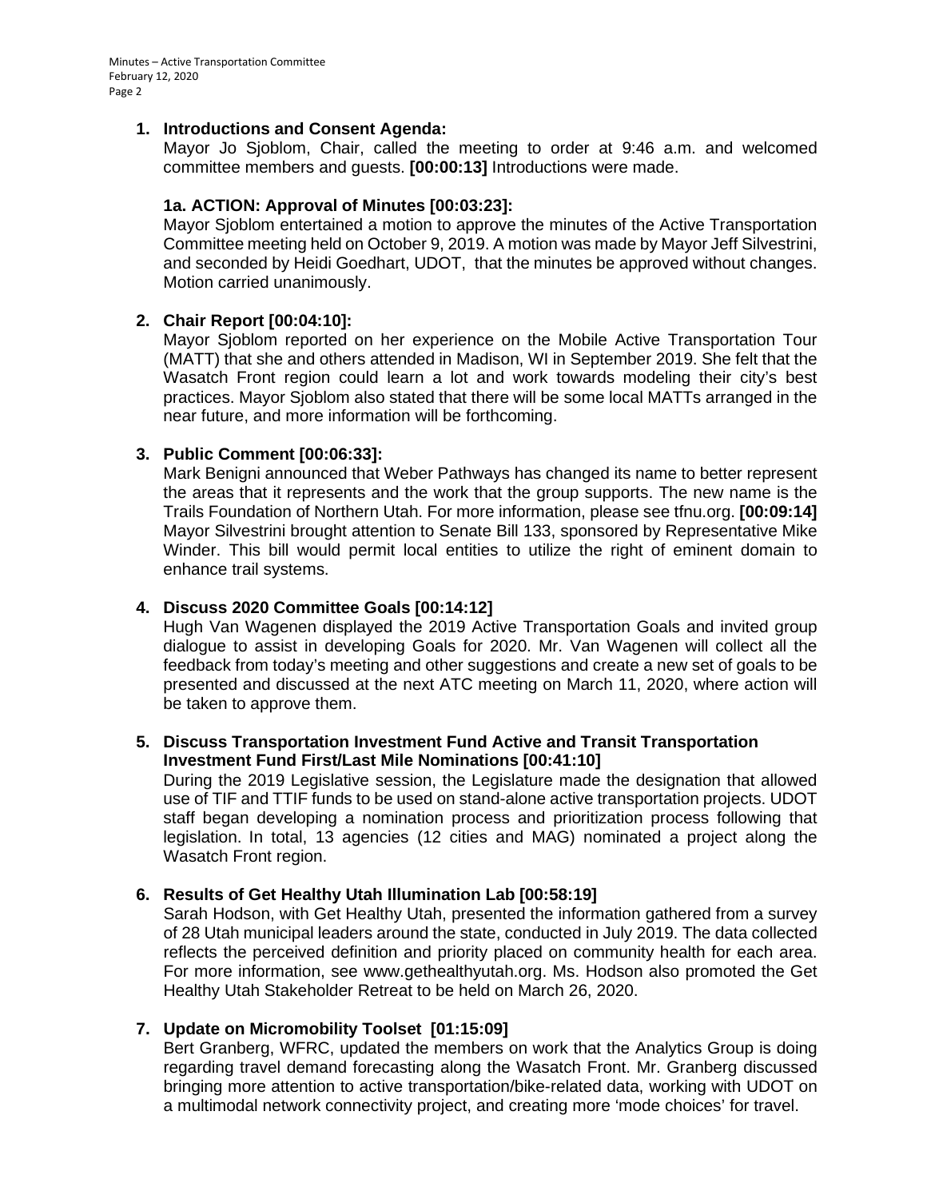1. **Introductions and Consent Agenda:**
   Mayor Jo Sjoblom, Chair, called the meeting to order at 9:46 a.m. and welcomed committee members and guests. **[00:00:13]** Introductions were made.

   **1a. ACTION: Approval of Minutes [00:03:23]:**
   Mayor Sjoblom entertained a motion to approve the minutes of the Active Transportation Committee meeting held on October 9, 2019. A motion was made by Mayor Jeff Silvestrini, and seconded by Heidi Goedhart, UDOT, that the minutes be approved without changes. Motion carried unanimously.

2. **Chair Report [00:04:10]:**
   Mayor Sjoblom reported on her experience on the Mobile Active Transportation Tour (MATT) that she and others attended in Madison, WI in September 2019. She felt that the Wasatch Front region could learn a lot and work towards modeling their city's best practices. Mayor Sjoblom also stated that there will be some local MATTs arranged in the near future, and more information will be forthcoming.

3. **Public Comment [00:06:33]:**
   Mark Benigni announced that Weber Pathways has changed its name to better represent the areas that it represents and the work that the group supports. The new name is the Trails Foundation of Northern Utah. For more information, please see tfnu.org. **[00:09:14]** Mayor Silvestrini brought attention to Senate Bill 133, sponsored by Representative Mike Winder. This bill would permit local entities to utilize the right of eminent domain to enhance trail systems.

4. **Discuss 2020 Committee Goals [00:14:12]**
   Hugh Van Wagenen displayed the 2019 Active Transportation Goals and invited group dialogue to assist in developing Goals for 2020. Mr. Van Wagenen will collect all the feedback from today's meeting and other suggestions and create a new set of goals to be presented and discussed at the next ATC meeting on March 11, 2020, where action will be taken to approve them.

5. **Discuss Transportation Investment Fund Active and Transit Transportation Investment Fund First/Last Mile Nominations [00:41:10]**
   During the 2019 Legislative session, the Legislature made the designation that allowed use of TIF and TTIF funds to be used on stand-alone active transportation projects. UDOT staff began developing a nomination process and prioritization process following that legislation. In total, 13 agencies (12 cities and MAG) nominated a project along the Wasatch Front region.

6. **Results of Get Healthy Utah Illumination Lab [00:58:19]**
   Sarah Hodson, with Get Healthy Utah, presented the information gathered from a survey of 28 Utah municipal leaders around the state, conducted in July 2019. The data collected reflects the perceived definition and priority placed on community health for each area. For more information, see www.gethealthyutah.org. Ms. Hodson also promoted the Get Healthy Utah Stakeholder Retreat to be held on March 26, 2020.

7. **Update on Micromobility Toolset [01:15:09]**
   Bert Granberg, WFRC, updated the members on work that the Analytics Group is doing regarding travel demand forecasting along the Wasatch Front. Mr. Granberg discussed bringing more attention to active transportation/bike-related data, working with UDOT on a multimodal network connectivity project, and creating more 'mode choices' for travel.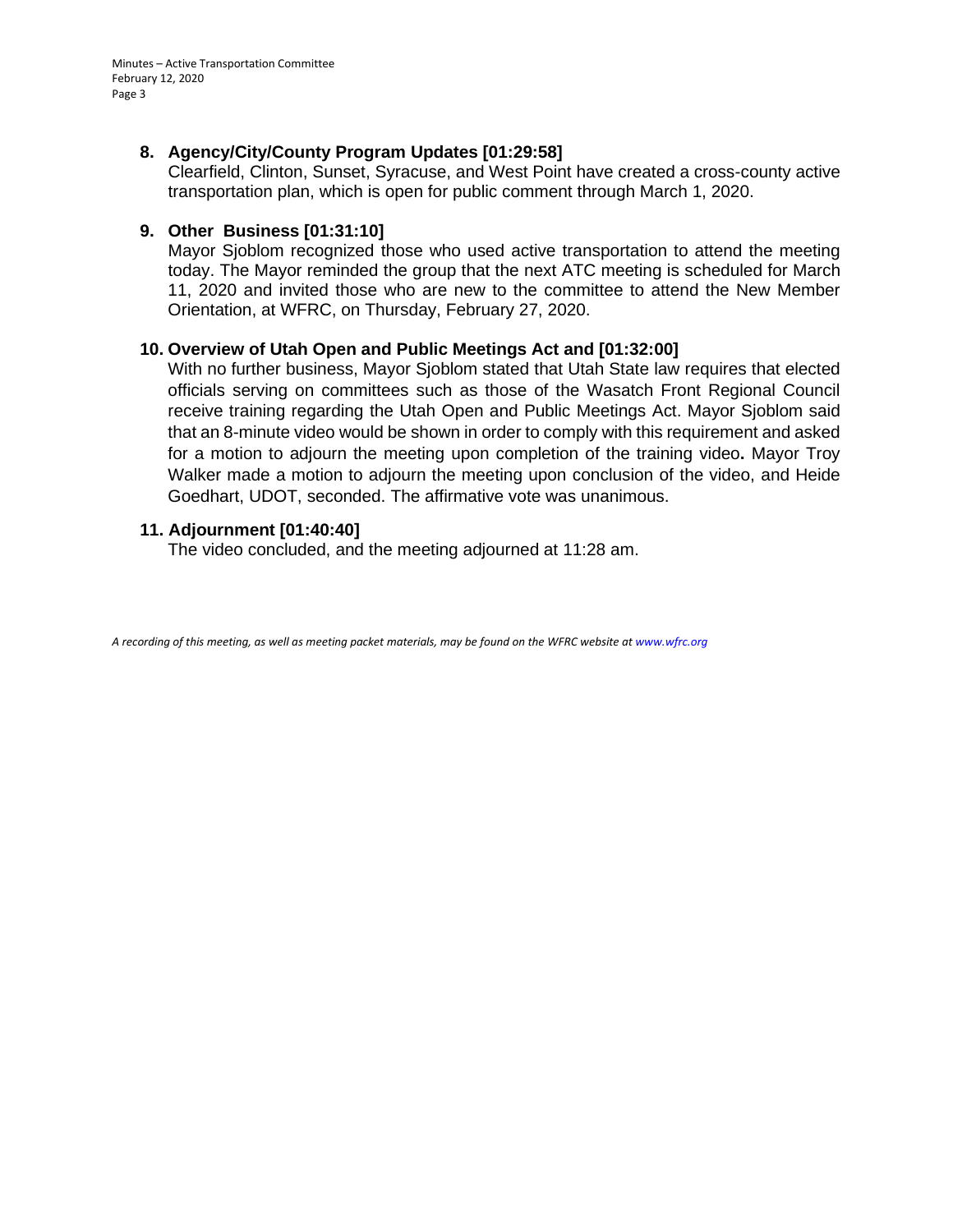**8. Agency/City/County Program Updates [01:29:58]**

Clearfield, Clinton, Sunset, Syracuse, and West Point have created a cross-county active transportation plan, which is open for public comment through March 1, 2020.

**9. Other Business [01:31:10]**

Mayor Sjoblom recognized those who used active transportation to attend the meeting today. The Mayor reminded the group that the next ATC meeting is scheduled for March 11, 2020 and invited those who are new to the committee to attend the New Member Orientation, at WFRC, on Thursday, February 27, 2020.

**10. Overview of Utah Open and Public Meetings Act and [01:32:00]**

With no further business, Mayor Sjoblom stated that Utah State law requires that elected officials serving on committees such as those of the Wasatch Front Regional Council receive training regarding the Utah Open and Public Meetings Act. Mayor Sjoblom said that an 8-minute video would be shown in order to comply with this requirement and asked for a motion to adjourn the meeting upon completion of the training video**.** Mayor Troy Walker made a motion to adjourn the meeting upon conclusion of the video, and Heide Goedhart, UDOT, seconded. The affirmative vote was unanimous.

**11. Adjournment [01:40:40]**

The video concluded, and the meeting adjourned at 11:28 am.

*A recording of this meeting, as well as meeting packet materials, may be found on the WFRC website at www.wfrc.org*